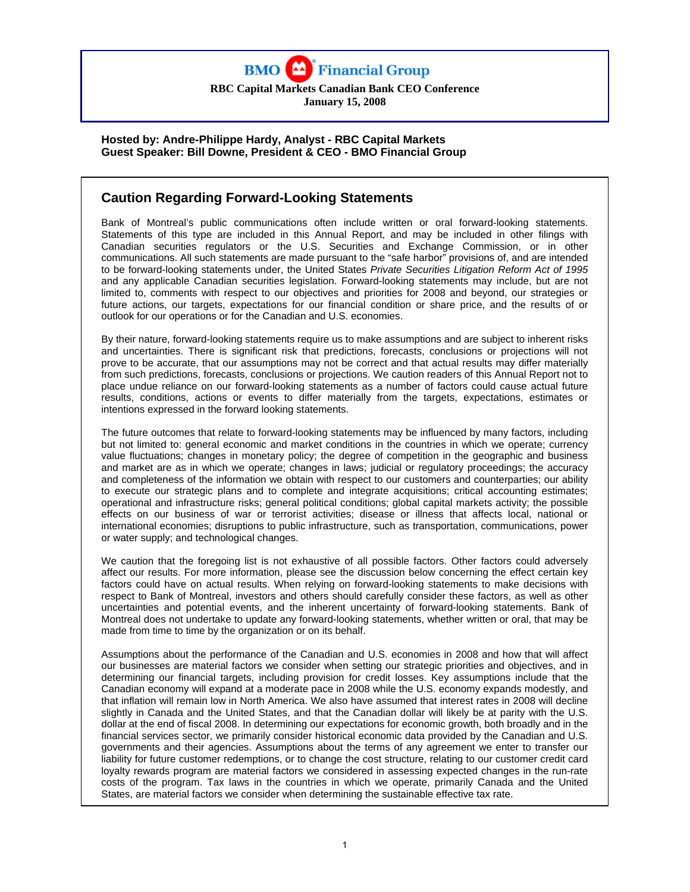**BMO Financial Group**

**RBC Capital Markets Canadian Bank CEO Conference**
**January 15, 2008**

**Hosted by: Andre-Philippe Hardy, Analyst - RBC Capital Markets**
**Guest Speaker: Bill Downe, President & CEO - BMO Financial Group**

## Caution Regarding Forward-Looking Statements

Bank of Montreal's public communications often include written or oral forward-looking statements. Statements of this type are included in this Annual Report, and may be included in other filings with Canadian securities regulators or the U.S. Securities and Exchange Commission, or in other communications. All such statements are made pursuant to the "safe harbor" provisions of, and are intended to be forward-looking statements under, the United States *Private Securities Litigation Reform Act of 1995* and any applicable Canadian securities legislation. Forward-looking statements may include, but are not limited to, comments with respect to our objectives and priorities for 2008 and beyond, our strategies or future actions, our targets, expectations for our financial condition or share price, and the results of or outlook for our operations or for the Canadian and U.S. economies.

By their nature, forward-looking statements require us to make assumptions and are subject to inherent risks and uncertainties. There is significant risk that predictions, forecasts, conclusions or projections will not prove to be accurate, that our assumptions may not be correct and that actual results may differ materially from such predictions, forecasts, conclusions or projections. We caution readers of this Annual Report not to place undue reliance on our forward-looking statements as a number of factors could cause actual future results, conditions, actions or events to differ materially from the targets, expectations, estimates or intentions expressed in the forward looking statements.

The future outcomes that relate to forward-looking statements may be influenced by many factors, including but not limited to: general economic and market conditions in the countries in which we operate; currency value fluctuations; changes in monetary policy; the degree of competition in the geographic and business and market are as in which we operate; changes in laws; judicial or regulatory proceedings; the accuracy and completeness of the information we obtain with respect to our customers and counterparties; our ability to execute our strategic plans and to complete and integrate acquisitions; critical accounting estimates; operational and infrastructure risks; general political conditions; global capital markets activity; the possible effects on our business of war or terrorist activities; disease or illness that affects local, national or international economies; disruptions to public infrastructure, such as transportation, communications, power or water supply; and technological changes.

We caution that the foregoing list is not exhaustive of all possible factors. Other factors could adversely affect our results. For more information, please see the discussion below concerning the effect certain key factors could have on actual results. When relying on forward-looking statements to make decisions with respect to Bank of Montreal, investors and others should carefully consider these factors, as well as other uncertainties and potential events, and the inherent uncertainty of forward-looking statements. Bank of Montreal does not undertake to update any forward-looking statements, whether written or oral, that may be made from time to time by the organization or on its behalf.

Assumptions about the performance of the Canadian and U.S. economies in 2008 and how that will affect our businesses are material factors we consider when setting our strategic priorities and objectives, and in determining our financial targets, including provision for credit losses. Key assumptions include that the Canadian economy will expand at a moderate pace in 2008 while the U.S. economy expands modestly, and that inflation will remain low in North America. We also have assumed that interest rates in 2008 will decline slightly in Canada and the United States, and that the Canadian dollar will likely be at parity with the U.S. dollar at the end of fiscal 2008. In determining our expectations for economic growth, both broadly and in the financial services sector, we primarily consider historical economic data provided by the Canadian and U.S. governments and their agencies. Assumptions about the terms of any agreement we enter to transfer our liability for future customer redemptions, or to change the cost structure, relating to our customer credit card loyalty rewards program are material factors we considered in assessing expected changes in the run-rate costs of the program. Tax laws in the countries in which we operate, primarily Canada and the United States, are material factors we consider when determining the sustainable effective tax rate.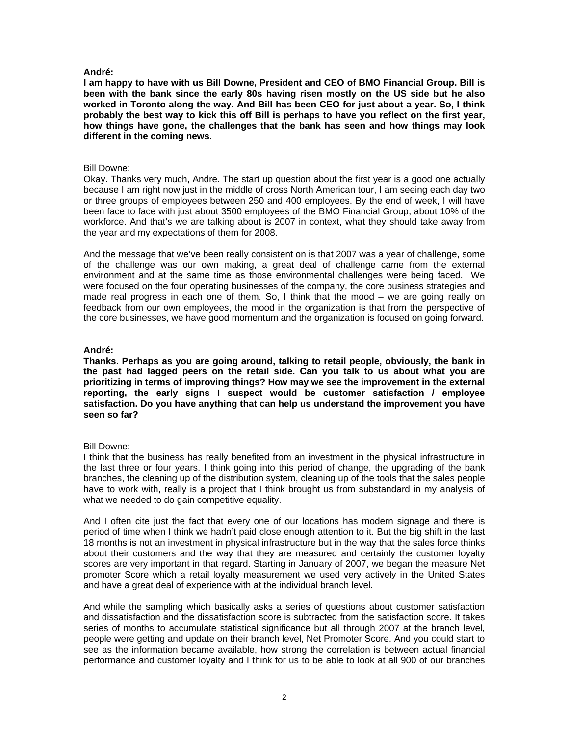**André:**
**I am happy to have with us Bill Downe, President and CEO of BMO Financial Group. Bill is been with the bank since the early 80s having risen mostly on the US side but he also worked in Toronto along the way. And Bill has been CEO for just about a year. So, I think probably the best way to kick this off Bill is perhaps to have you reflect on the first year, how things have gone, the challenges that the bank has seen and how things may look different in the coming news.**

Bill Downe:
Okay. Thanks very much, Andre. The start up question about the first year is a good one actually because I am right now just in the middle of cross North American tour, I am seeing each day two or three groups of employees between 250 and 400 employees. By the end of week, I will have been face to face with just about 3500 employees of the BMO Financial Group, about 10% of the workforce. And that's we are talking about is 2007 in context, what they should take away from the year and my expectations of them for 2008.

And the message that we've been really consistent on is that 2007 was a year of challenge, some of the challenge was our own making, a great deal of challenge came from the external environment and at the same time as those environmental challenges were being faced. We were focused on the four operating businesses of the company, the core business strategies and made real progress in each one of them. So, I think that the mood – we are going really on feedback from our own employees, the mood in the organization is that from the perspective of the core businesses, we have good momentum and the organization is focused on going forward.

**André:**
**Thanks. Perhaps as you are going around, talking to retail people, obviously, the bank in the past had lagged peers on the retail side. Can you talk to us about what you are prioritizing in terms of improving things? How may we see the improvement in the external reporting, the early signs I suspect would be customer satisfaction / employee satisfaction. Do you have anything that can help us understand the improvement you have seen so far?**

Bill Downe:
I think that the business has really benefited from an investment in the physical infrastructure in the last three or four years. I think going into this period of change, the upgrading of the bank branches, the cleaning up of the distribution system, cleaning up of the tools that the sales people have to work with, really is a project that I think brought us from substandard in my analysis of what we needed to do gain competitive equality.

And I often cite just the fact that every one of our locations has modern signage and there is period of time when I think we hadn't paid close enough attention to it. But the big shift in the last 18 months is not an investment in physical infrastructure but in the way that the sales force thinks about their customers and the way that they are measured and certainly the customer loyalty scores are very important in that regard. Starting in January of 2007, we began the measure Net promoter Score which a retail loyalty measurement we used very actively in the United States and have a great deal of experience with at the individual branch level.

And while the sampling which basically asks a series of questions about customer satisfaction and dissatisfaction and the dissatisfaction score is subtracted from the satisfaction score. It takes series of months to accumulate statistical significance but all through 2007 at the branch level, people were getting and update on their branch level, Net Promoter Score. And you could start to see as the information became available, how strong the correlation is between actual financial performance and customer loyalty and I think for us to be able to look at all 900 of our branches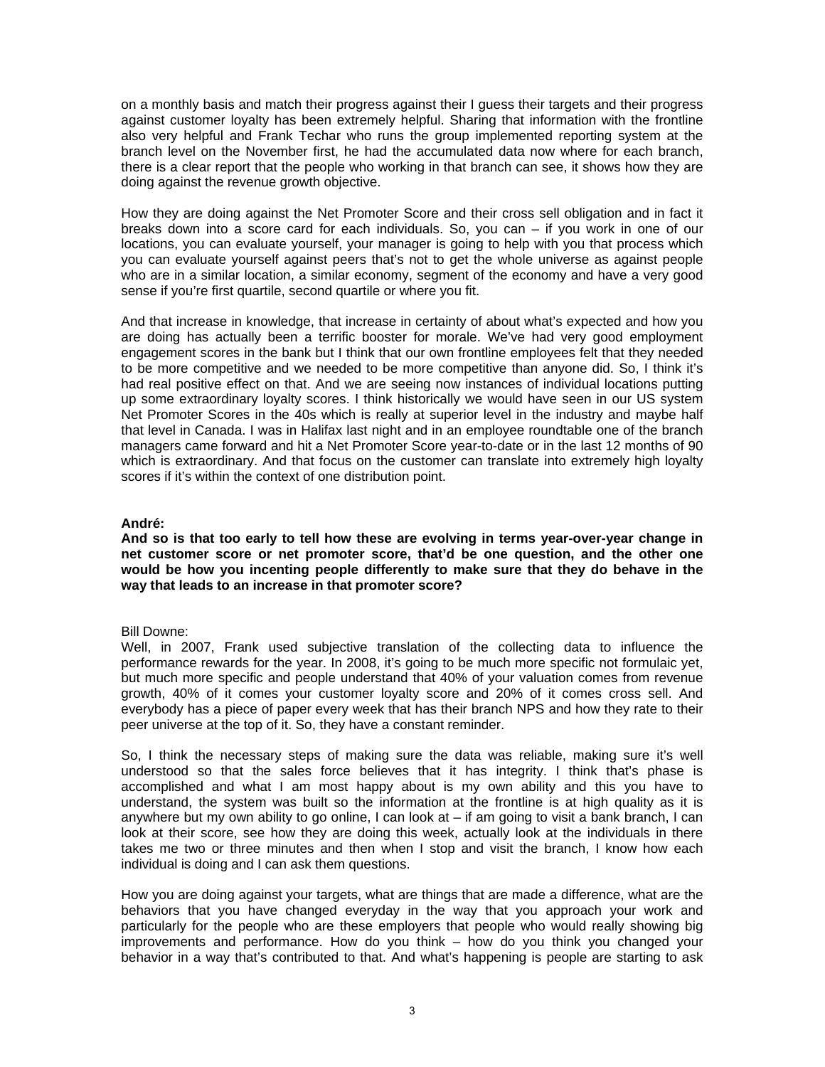on a monthly basis and match their progress against their I guess their targets and their progress against customer loyalty has been extremely helpful. Sharing that information with the frontline also very helpful and Frank Techar who runs the group implemented reporting system at the branch level on the November first, he had the accumulated data now where for each branch, there is a clear report that the people who working in that branch can see, it shows how they are doing against the revenue growth objective.

How they are doing against the Net Promoter Score and their cross sell obligation and in fact it breaks down into a score card for each individuals. So, you can – if you work in one of our locations, you can evaluate yourself, your manager is going to help with you that process which you can evaluate yourself against peers that's not to get the whole universe as against people who are in a similar location, a similar economy, segment of the economy and have a very good sense if you're first quartile, second quartile or where you fit.

And that increase in knowledge, that increase in certainty of about what's expected and how you are doing has actually been a terrific booster for morale. We've had very good employment engagement scores in the bank but I think that our own frontline employees felt that they needed to be more competitive and we needed to be more competitive than anyone did. So, I think it's had real positive effect on that. And we are seeing now instances of individual locations putting up some extraordinary loyalty scores. I think historically we would have seen in our US system Net Promoter Scores in the 40s which is really at superior level in the industry and maybe half that level in Canada. I was in Halifax last night and in an employee roundtable one of the branch managers came forward and hit a Net Promoter Score year-to-date or in the last 12 months of 90 which is extraordinary. And that focus on the customer can translate into extremely high loyalty scores if it's within the context of one distribution point.

**André:**
**And so is that too early to tell how these are evolving in terms year-over-year change in net customer score or net promoter score, that'd be one question, and the other one would be how you incenting people differently to make sure that they do behave in the way that leads to an increase in that promoter score?**

Bill Downe:
Well, in 2007, Frank used subjective translation of the collecting data to influence the performance rewards for the year. In 2008, it's going to be much more specific not formulaic yet, but much more specific and people understand that 40% of your valuation comes from revenue growth, 40% of it comes your customer loyalty score and 20% of it comes cross sell. And everybody has a piece of paper every week that has their branch NPS and how they rate to their peer universe at the top of it. So, they have a constant reminder.

So, I think the necessary steps of making sure the data was reliable, making sure it's well understood so that the sales force believes that it has integrity. I think that's phase is accomplished and what I am most happy about is my own ability and this you have to understand, the system was built so the information at the frontline is at high quality as it is anywhere but my own ability to go online, I can look at – if am going to visit a bank branch, I can look at their score, see how they are doing this week, actually look at the individuals in there takes me two or three minutes and then when I stop and visit the branch, I know how each individual is doing and I can ask them questions.

How you are doing against your targets, what are things that are made a difference, what are the behaviors that you have changed everyday in the way that you approach your work and particularly for the people who are these employers that people who would really showing big improvements and performance. How do you think – how do you think you changed your behavior in a way that's contributed to that. And what's happening is people are starting to ask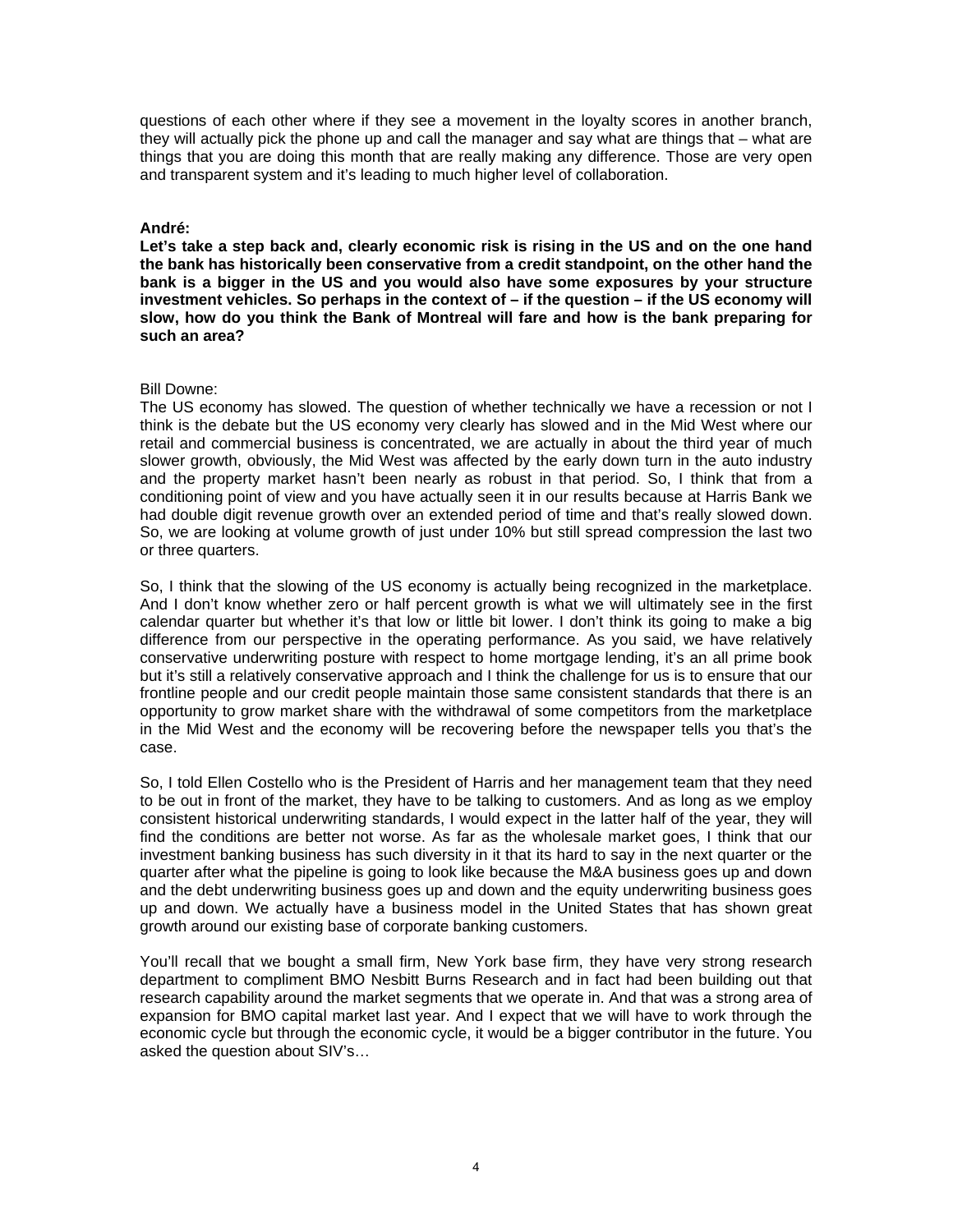questions of each other where if they see a movement in the loyalty scores in another branch, they will actually pick the phone up and call the manager and say what are things that – what are things that you are doing this month that are really making any difference. Those are very open and transparent system and it's leading to much higher level of collaboration.

**André:**
**Let's take a step back and, clearly economic risk is rising in the US and on the one hand the bank has historically been conservative from a credit standpoint, on the other hand the bank is a bigger in the US and you would also have some exposures by your structure investment vehicles. So perhaps in the context of – if the question – if the US economy will slow, how do you think the Bank of Montreal will fare and how is the bank preparing for such an area?**

Bill Downe:
The US economy has slowed. The question of whether technically we have a recession or not I think is the debate but the US economy very clearly has slowed and in the Mid West where our retail and commercial business is concentrated, we are actually in about the third year of much slower growth, obviously, the Mid West was affected by the early down turn in the auto industry and the property market hasn't been nearly as robust in that period. So, I think that from a conditioning point of view and you have actually seen it in our results because at Harris Bank we had double digit revenue growth over an extended period of time and that's really slowed down. So, we are looking at volume growth of just under 10% but still spread compression the last two or three quarters.

So, I think that the slowing of the US economy is actually being recognized in the marketplace. And I don't know whether zero or half percent growth is what we will ultimately see in the first calendar quarter but whether it's that low or little bit lower. I don't think its going to make a big difference from our perspective in the operating performance. As you said, we have relatively conservative underwriting posture with respect to home mortgage lending, it's an all prime book but it's still a relatively conservative approach and I think the challenge for us is to ensure that our frontline people and our credit people maintain those same consistent standards that there is an opportunity to grow market share with the withdrawal of some competitors from the marketplace in the Mid West and the economy will be recovering before the newspaper tells you that's the case.

So, I told Ellen Costello who is the President of Harris and her management team that they need to be out in front of the market, they have to be talking to customers. And as long as we employ consistent historical underwriting standards, I would expect in the latter half of the year, they will find the conditions are better not worse. As far as the wholesale market goes, I think that our investment banking business has such diversity in it that its hard to say in the next quarter or the quarter after what the pipeline is going to look like because the M&A business goes up and down and the debt underwriting business goes up and down and the equity underwriting business goes up and down. We actually have a business model in the United States that has shown great growth around our existing base of corporate banking customers.

You'll recall that we bought a small firm, New York base firm, they have very strong research department to compliment BMO Nesbitt Burns Research and in fact had been building out that research capability around the market segments that we operate in. And that was a strong area of expansion for BMO capital market last year. And I expect that we will have to work through the economic cycle but through the economic cycle, it would be a bigger contributor in the future. You asked the question about SIV's…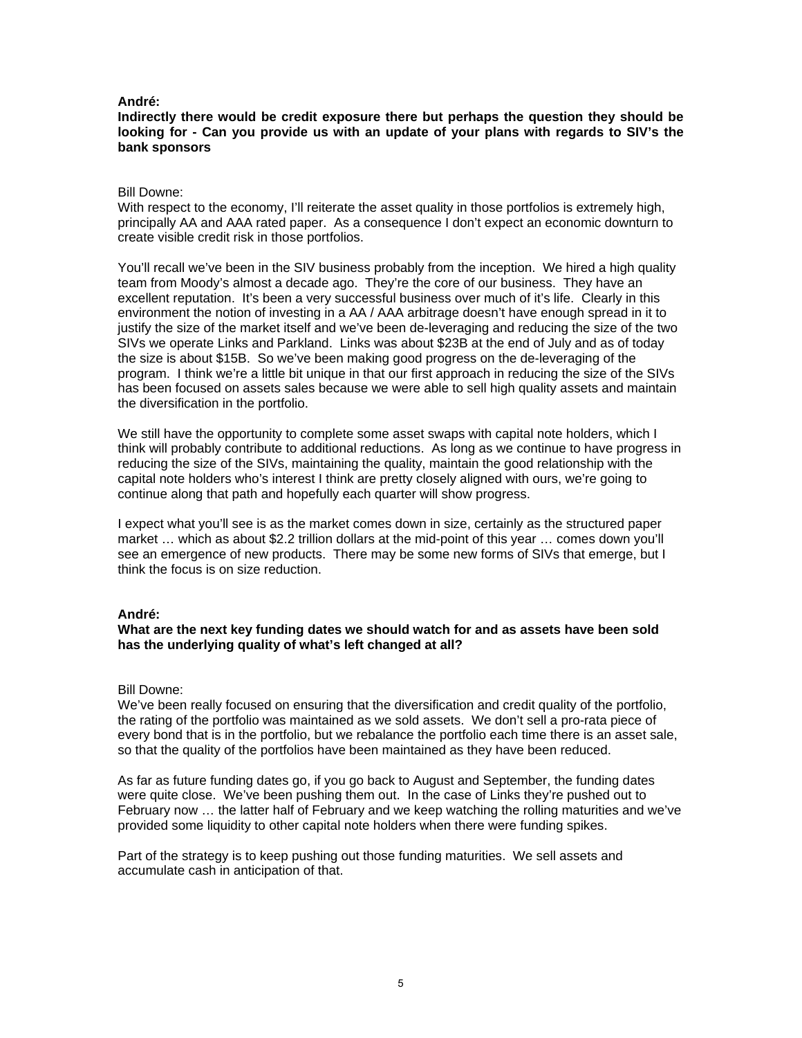**André:**
**Indirectly there would be credit exposure there but perhaps the question they should be looking for - Can you provide us with an update of your plans with regards to SIV's the bank sponsors**

Bill Downe:
With respect to the economy, I'll reiterate the asset quality in those portfolios is extremely high, principally AA and AAA rated paper. As a consequence I don't expect an economic downturn to create visible credit risk in those portfolios.

You'll recall we've been in the SIV business probably from the inception. We hired a high quality team from Moody's almost a decade ago. They're the core of our business. They have an excellent reputation. It's been a very successful business over much of it's life. Clearly in this environment the notion of investing in a AA / AAA arbitrage doesn't have enough spread in it to justify the size of the market itself and we've been de-leveraging and reducing the size of the two SIVs we operate Links and Parkland. Links was about $23B at the end of July and as of today the size is about $15B. So we've been making good progress on the de-leveraging of the program. I think we're a little bit unique in that our first approach in reducing the size of the SIVs has been focused on assets sales because we were able to sell high quality assets and maintain the diversification in the portfolio.

We still have the opportunity to complete some asset swaps with capital note holders, which I think will probably contribute to additional reductions. As long as we continue to have progress in reducing the size of the SIVs, maintaining the quality, maintain the good relationship with the capital note holders who's interest I think are pretty closely aligned with ours, we're going to continue along that path and hopefully each quarter will show progress.

I expect what you'll see is as the market comes down in size, certainly as the structured paper market … which as about $2.2 trillion dollars at the mid-point of this year … comes down you'll see an emergence of new products. There may be some new forms of SIVs that emerge, but I think the focus is on size reduction.

**André:**
**What are the next key funding dates we should watch for and as assets have been sold has the underlying quality of what's left changed at all?**

Bill Downe:
We've been really focused on ensuring that the diversification and credit quality of the portfolio, the rating of the portfolio was maintained as we sold assets. We don't sell a pro-rata piece of every bond that is in the portfolio, but we rebalance the portfolio each time there is an asset sale, so that the quality of the portfolios have been maintained as they have been reduced.

As far as future funding dates go, if you go back to August and September, the funding dates were quite close. We've been pushing them out. In the case of Links they're pushed out to February now … the latter half of February and we keep watching the rolling maturities and we've provided some liquidity to other capital note holders when there were funding spikes.

Part of the strategy is to keep pushing out those funding maturities. We sell assets and accumulate cash in anticipation of that.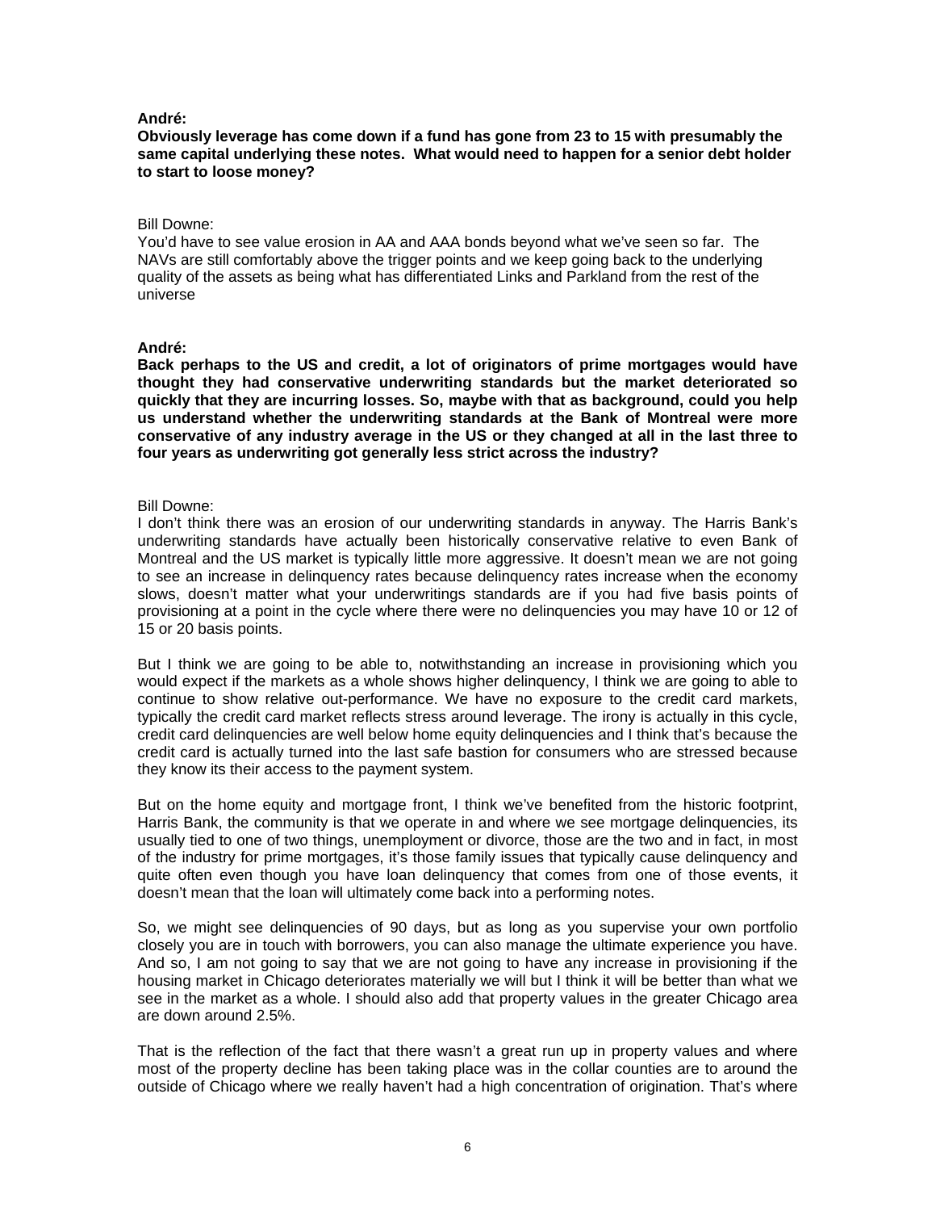**André:**
**Obviously leverage has come down if a fund has gone from 23 to 15 with presumably the same capital underlying these notes. What would need to happen for a senior debt holder to start to loose money?**

Bill Downe:
You'd have to see value erosion in AA and AAA bonds beyond what we've seen so far. The NAVs are still comfortably above the trigger points and we keep going back to the underlying quality of the assets as being what has differentiated Links and Parkland from the rest of the universe

**André:**
**Back perhaps to the US and credit, a lot of originators of prime mortgages would have thought they had conservative underwriting standards but the market deteriorated so quickly that they are incurring losses. So, maybe with that as background, could you help us understand whether the underwriting standards at the Bank of Montreal were more conservative of any industry average in the US or they changed at all in the last three to four years as underwriting got generally less strict across the industry?**

Bill Downe:
I don't think there was an erosion of our underwriting standards in anyway. The Harris Bank's underwriting standards have actually been historically conservative relative to even Bank of Montreal and the US market is typically little more aggressive. It doesn't mean we are not going to see an increase in delinquency rates because delinquency rates increase when the economy slows, doesn't matter what your underwritings standards are if you had five basis points of provisioning at a point in the cycle where there were no delinquencies you may have 10 or 12 of 15 or 20 basis points.

But I think we are going to be able to, notwithstanding an increase in provisioning which you would expect if the markets as a whole shows higher delinquency, I think we are going to able to continue to show relative out-performance. We have no exposure to the credit card markets, typically the credit card market reflects stress around leverage. The irony is actually in this cycle, credit card delinquencies are well below home equity delinquencies and I think that's because the credit card is actually turned into the last safe bastion for consumers who are stressed because they know its their access to the payment system.

But on the home equity and mortgage front, I think we've benefited from the historic footprint, Harris Bank, the community is that we operate in and where we see mortgage delinquencies, its usually tied to one of two things, unemployment or divorce, those are the two and in fact, in most of the industry for prime mortgages, it's those family issues that typically cause delinquency and quite often even though you have loan delinquency that comes from one of those events, it doesn't mean that the loan will ultimately come back into a performing notes.

So, we might see delinquencies of 90 days, but as long as you supervise your own portfolio closely you are in touch with borrowers, you can also manage the ultimate experience you have. And so, I am not going to say that we are not going to have any increase in provisioning if the housing market in Chicago deteriorates materially we will but I think it will be better than what we see in the market as a whole. I should also add that property values in the greater Chicago area are down around 2.5%.

That is the reflection of the fact that there wasn't a great run up in property values and where most of the property decline has been taking place was in the collar counties are to around the outside of Chicago where we really haven't had a high concentration of origination. That's where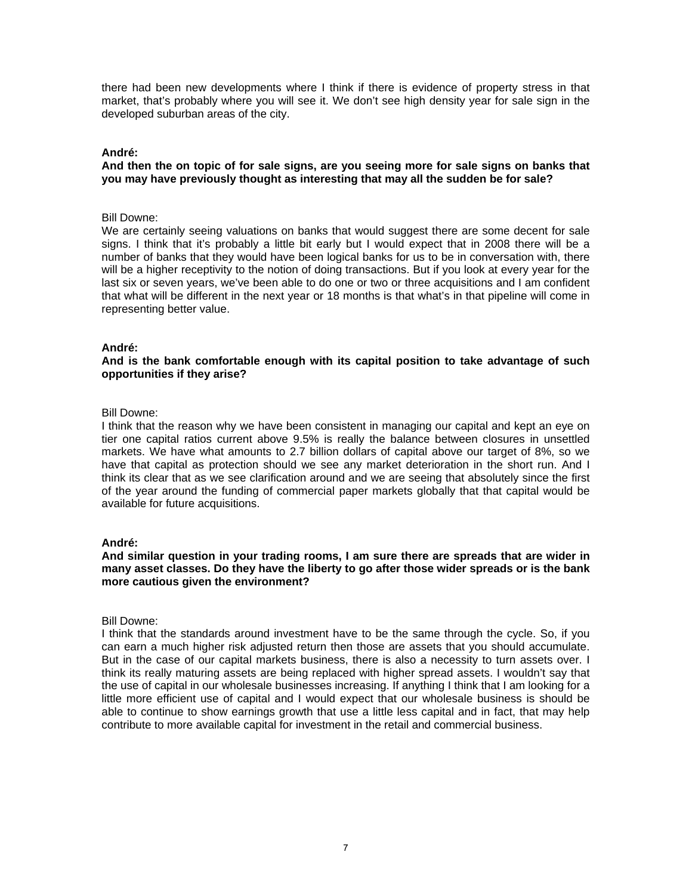there had been new developments where I think if there is evidence of property stress in that market, that's probably where you will see it. We don't see high density year for sale sign in the developed suburban areas of the city.

**André:**
**And then the on topic of for sale signs, are you seeing more for sale signs on banks that you may have previously thought as interesting that may all the sudden be for sale?**

Bill Downe:
We are certainly seeing valuations on banks that would suggest there are some decent for sale signs. I think that it's probably a little bit early but I would expect that in 2008 there will be a number of banks that they would have been logical banks for us to be in conversation with, there will be a higher receptivity to the notion of doing transactions. But if you look at every year for the last six or seven years, we've been able to do one or two or three acquisitions and I am confident that what will be different in the next year or 18 months is that what's in that pipeline will come in representing better value.

**André:**
**And is the bank comfortable enough with its capital position to take advantage of such opportunities if they arise?**

Bill Downe:
I think that the reason why we have been consistent in managing our capital and kept an eye on tier one capital ratios current above 9.5% is really the balance between closures in unsettled markets. We have what amounts to 2.7 billion dollars of capital above our target of 8%, so we have that capital as protection should we see any market deterioration in the short run. And I think its clear that as we see clarification around and we are seeing that absolutely since the first of the year around the funding of commercial paper markets globally that that capital would be available for future acquisitions.

**André:**
**And similar question in your trading rooms, I am sure there are spreads that are wider in many asset classes. Do they have the liberty to go after those wider spreads or is the bank more cautious given the environment?**

Bill Downe:
I think that the standards around investment have to be the same through the cycle. So, if you can earn a much higher risk adjusted return then those are assets that you should accumulate. But in the case of our capital markets business, there is also a necessity to turn assets over. I think its really maturing assets are being replaced with higher spread assets. I wouldn't say that the use of capital in our wholesale businesses increasing. If anything I think that I am looking for a little more efficient use of capital and I would expect that our wholesale business is should be able to continue to show earnings growth that use a little less capital and in fact, that may help contribute to more available capital for investment in the retail and commercial business.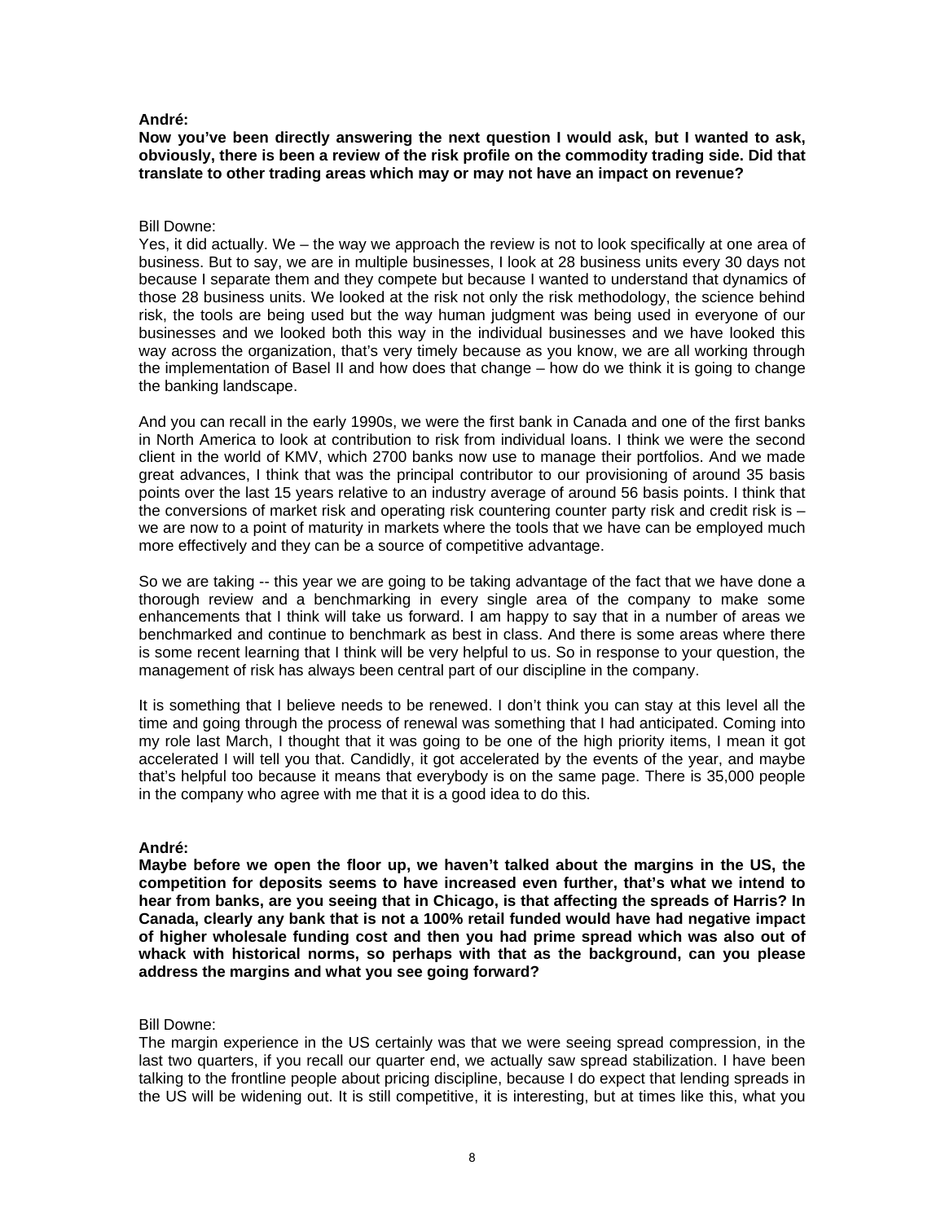**André:**
**Now you've been directly answering the next question I would ask, but I wanted to ask, obviously, there is been a review of the risk profile on the commodity trading side. Did that translate to other trading areas which may or may not have an impact on revenue?**

Bill Downe:
Yes, it did actually. We – the way we approach the review is not to look specifically at one area of business. But to say, we are in multiple businesses, I look at 28 business units every 30 days not because I separate them and they compete but because I wanted to understand that dynamics of those 28 business units. We looked at the risk not only the risk methodology, the science behind risk, the tools are being used but the way human judgment was being used in everyone of our businesses and we looked both this way in the individual businesses and we have looked this way across the organization, that's very timely because as you know, we are all working through the implementation of Basel II and how does that change – how do we think it is going to change the banking landscape.

And you can recall in the early 1990s, we were the first bank in Canada and one of the first banks in North America to look at contribution to risk from individual loans. I think we were the second client in the world of KMV, which 2700 banks now use to manage their portfolios. And we made great advances, I think that was the principal contributor to our provisioning of around 35 basis points over the last 15 years relative to an industry average of around 56 basis points. I think that the conversions of market risk and operating risk countering counter party risk and credit risk is – we are now to a point of maturity in markets where the tools that we have can be employed much more effectively and they can be a source of competitive advantage.

So we are taking -- this year we are going to be taking advantage of the fact that we have done a thorough review and a benchmarking in every single area of the company to make some enhancements that I think will take us forward. I am happy to say that in a number of areas we benchmarked and continue to benchmark as best in class. And there is some areas where there is some recent learning that I think will be very helpful to us. So in response to your question, the management of risk has always been central part of our discipline in the company.

It is something that I believe needs to be renewed. I don't think you can stay at this level all the time and going through the process of renewal was something that I had anticipated. Coming into my role last March, I thought that it was going to be one of the high priority items, I mean it got accelerated I will tell you that. Candidly, it got accelerated by the events of the year, and maybe that's helpful too because it means that everybody is on the same page. There is 35,000 people in the company who agree with me that it is a good idea to do this.

**André:**
**Maybe before we open the floor up, we haven't talked about the margins in the US, the competition for deposits seems to have increased even further, that's what we intend to hear from banks, are you seeing that in Chicago, is that affecting the spreads of Harris? In Canada, clearly any bank that is not a 100% retail funded would have had negative impact of higher wholesale funding cost and then you had prime spread which was also out of whack with historical norms, so perhaps with that as the background, can you please address the margins and what you see going forward?**

Bill Downe:
The margin experience in the US certainly was that we were seeing spread compression, in the last two quarters, if you recall our quarter end, we actually saw spread stabilization. I have been talking to the frontline people about pricing discipline, because I do expect that lending spreads in the US will be widening out. It is still competitive, it is interesting, but at times like this, what you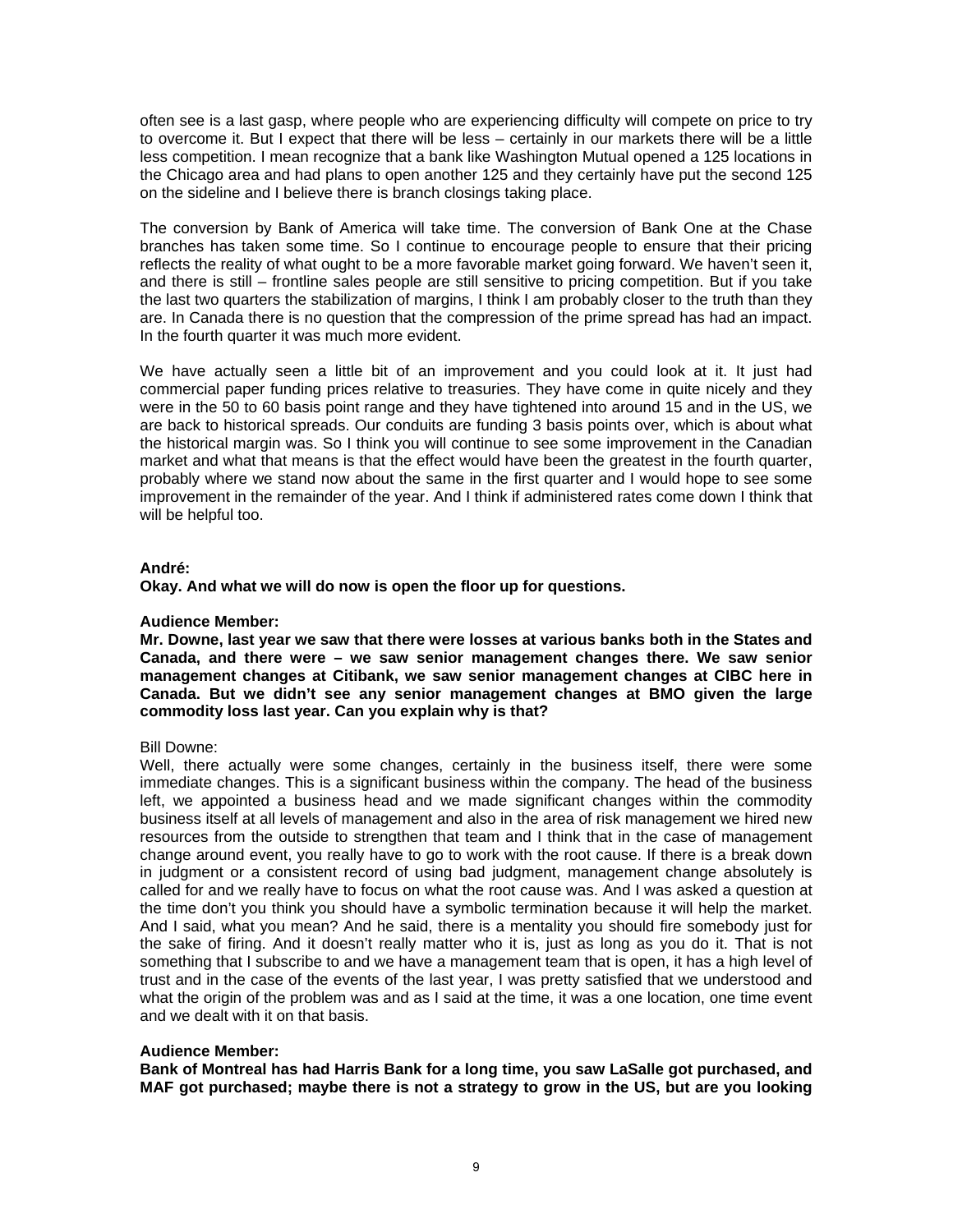often see is a last gasp, where people who are experiencing difficulty will compete on price to try to overcome it. But I expect that there will be less – certainly in our markets there will be a little less competition. I mean recognize that a bank like Washington Mutual opened a 125 locations in the Chicago area and had plans to open another 125 and they certainly have put the second 125 on the sideline and I believe there is branch closings taking place.

The conversion by Bank of America will take time. The conversion of Bank One at the Chase branches has taken some time. So I continue to encourage people to ensure that their pricing reflects the reality of what ought to be a more favorable market going forward. We haven't seen it, and there is still – frontline sales people are still sensitive to pricing competition. But if you take the last two quarters the stabilization of margins, I think I am probably closer to the truth than they are. In Canada there is no question that the compression of the prime spread has had an impact. In the fourth quarter it was much more evident.

We have actually seen a little bit of an improvement and you could look at it. It just had commercial paper funding prices relative to treasuries. They have come in quite nicely and they were in the 50 to 60 basis point range and they have tightened into around 15 and in the US, we are back to historical spreads. Our conduits are funding 3 basis points over, which is about what the historical margin was. So I think you will continue to see some improvement in the Canadian market and what that means is that the effect would have been the greatest in the fourth quarter, probably where we stand now about the same in the first quarter and I would hope to see some improvement in the remainder of the year. And I think if administered rates come down I think that will be helpful too.

**André:**
**Okay. And what we will do now is open the floor up for questions.**

**Audience Member:**
**Mr. Downe, last year we saw that there were losses at various banks both in the States and Canada, and there were – we saw senior management changes there. We saw senior management changes at Citibank, we saw senior management changes at CIBC here in Canada. But we didn't see any senior management changes at BMO given the large commodity loss last year. Can you explain why is that?**

Bill Downe:
Well, there actually were some changes, certainly in the business itself, there were some immediate changes. This is a significant business within the company. The head of the business left, we appointed a business head and we made significant changes within the commodity business itself at all levels of management and also in the area of risk management we hired new resources from the outside to strengthen that team and I think that in the case of management change around event, you really have to go to work with the root cause. If there is a break down in judgment or a consistent record of using bad judgment, management change absolutely is called for and we really have to focus on what the root cause was. And I was asked a question at the time don't you think you should have a symbolic termination because it will help the market. And I said, what you mean? And he said, there is a mentality you should fire somebody just for the sake of firing. And it doesn't really matter who it is, just as long as you do it. That is not something that I subscribe to and we have a management team that is open, it has a high level of trust and in the case of the events of the last year, I was pretty satisfied that we understood and what the origin of the problem was and as I said at the time, it was a one location, one time event and we dealt with it on that basis.

**Audience Member:**
**Bank of Montreal has had Harris Bank for a long time, you saw LaSalle got purchased, and MAF got purchased; maybe there is not a strategy to grow in the US, but are you looking**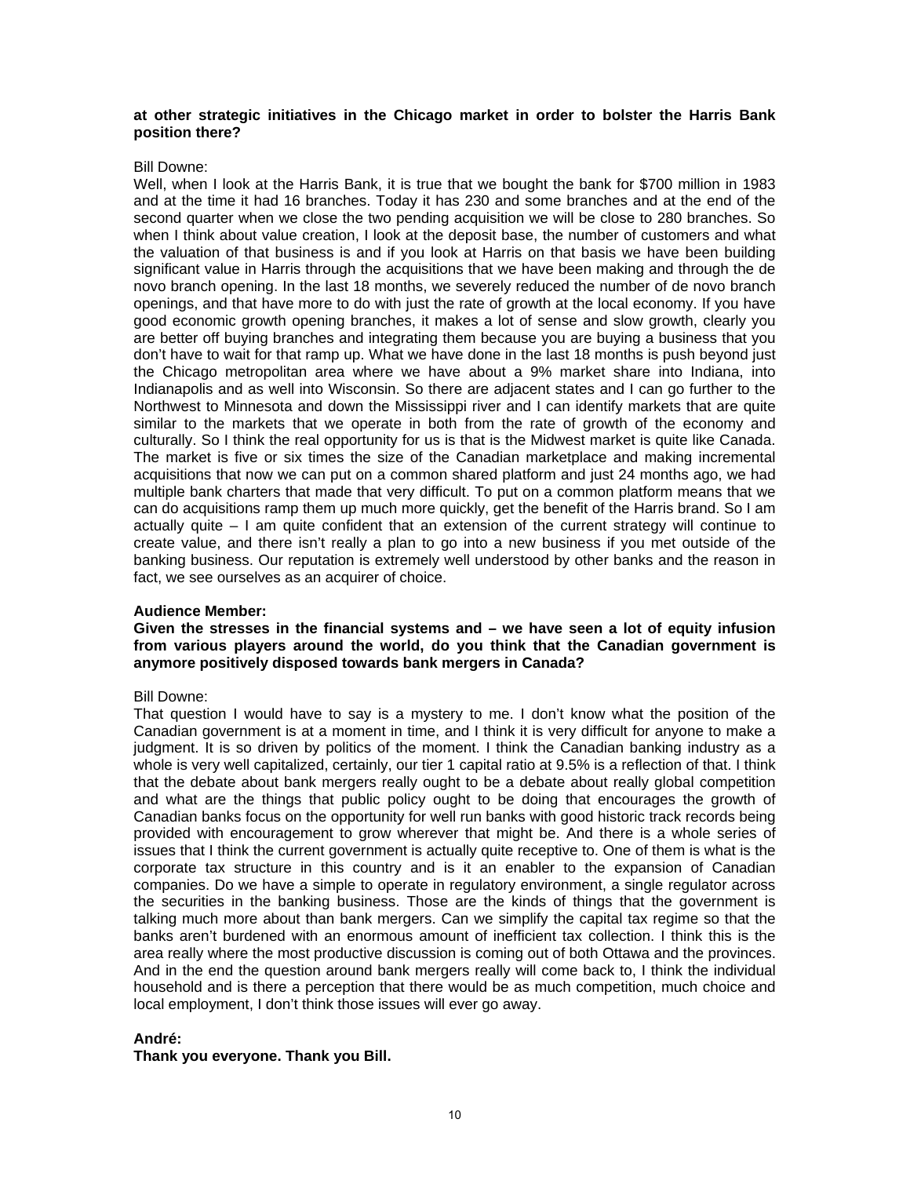**at other strategic initiatives in the Chicago market in order to bolster the Harris Bank position there?**

Bill Downe:

Well, when I look at the Harris Bank, it is true that we bought the bank for $700 million in 1983 and at the time it had 16 branches. Today it has 230 and some branches and at the end of the second quarter when we close the two pending acquisition we will be close to 280 branches. So when I think about value creation, I look at the deposit base, the number of customers and what the valuation of that business is and if you look at Harris on that basis we have been building significant value in Harris through the acquisitions that we have been making and through the de novo branch opening. In the last 18 months, we severely reduced the number of de novo branch openings, and that have more to do with just the rate of growth at the local economy. If you have good economic growth opening branches, it makes a lot of sense and slow growth, clearly you are better off buying branches and integrating them because you are buying a business that you don't have to wait for that ramp up. What we have done in the last 18 months is push beyond just the Chicago metropolitan area where we have about a 9% market share into Indiana, into Indianapolis and as well into Wisconsin. So there are adjacent states and I can go further to the Northwest to Minnesota and down the Mississippi river and I can identify markets that are quite similar to the markets that we operate in both from the rate of growth of the economy and culturally. So I think the real opportunity for us is that is the Midwest market is quite like Canada. The market is five or six times the size of the Canadian marketplace and making incremental acquisitions that now we can put on a common shared platform and just 24 months ago, we had multiple bank charters that made that very difficult. To put on a common platform means that we can do acquisitions ramp them up much more quickly, get the benefit of the Harris brand. So I am actually quite – I am quite confident that an extension of the current strategy will continue to create value, and there isn't really a plan to go into a new business if you met outside of the banking business. Our reputation is extremely well understood by other banks and the reason in fact, we see ourselves as an acquirer of choice.

**Audience Member:**

**Given the stresses in the financial systems and – we have seen a lot of equity infusion from various players around the world, do you think that the Canadian government is anymore positively disposed towards bank mergers in Canada?**

Bill Downe:

That question I would have to say is a mystery to me. I don't know what the position of the Canadian government is at a moment in time, and I think it is very difficult for anyone to make a judgment. It is so driven by politics of the moment. I think the Canadian banking industry as a whole is very well capitalized, certainly, our tier 1 capital ratio at 9.5% is a reflection of that. I think that the debate about bank mergers really ought to be a debate about really global competition and what are the things that public policy ought to be doing that encourages the growth of Canadian banks focus on the opportunity for well run banks with good historic track records being provided with encouragement to grow wherever that might be. And there is a whole series of issues that I think the current government is actually quite receptive to. One of them is what is the corporate tax structure in this country and is it an enabler to the expansion of Canadian companies. Do we have a simple to operate in regulatory environment, a single regulator across the securities in the banking business. Those are the kinds of things that the government is talking much more about than bank mergers. Can we simplify the capital tax regime so that the banks aren't burdened with an enormous amount of inefficient tax collection. I think this is the area really where the most productive discussion is coming out of both Ottawa and the provinces. And in the end the question around bank mergers really will come back to, I think the individual household and is there a perception that there would be as much competition, much choice and local employment, I don't think those issues will ever go away.

**André:**

**Thank you everyone. Thank you Bill.**